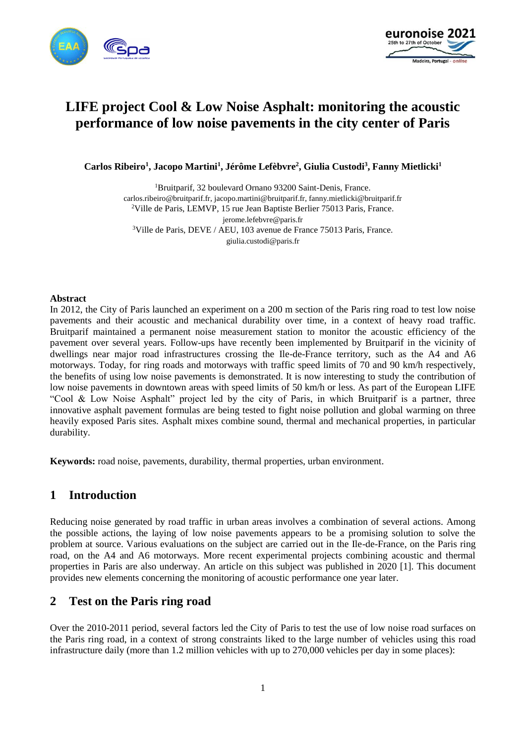# LIFE project Cool & Low Noise Asphalt: monitoring the acoustic performance of low noise pavements in the city center of Paris

**Carlos Ribeiro[1], Jacopo Martini[1], Jérôme Lefèbvre[2], Giulia Custodi[3], Fanny Mietlicki[1]**

[1]Bruitparif, 32 boulevard Ornano 93200 Saint-Denis, France.
carlos.ribeiro@bruitparif.fr, jacopo.martini@bruitparif.fr, fanny.mietlicki@bruitparif.fr
[2]Ville de Paris, LEMVP, 15 rue Jean Baptiste Berlier 75013 Paris, France.
jerome.lefebvre@paris.fr
[3]Ville de Paris, DEVE / AEU, 103 avenue de France 75013 Paris, France.
giulia.custodi@paris.fr

## Abstract

In 2012, the City of Paris launched an experiment on a 200 m section of the Paris ring road to test low noise pavements and their acoustic and mechanical durability over time, in a context of heavy road traffic. Bruitparif maintained a permanent noise measurement station to monitor the acoustic efficiency of the pavement over several years. Follow-ups have recently been implemented by Bruitparif in the vicinity of dwellings near major road infrastructures crossing the Ile-de-France territory, such as the A4 and A6 motorways. Today, for ring roads and motorways with traffic speed limits of 70 and 90 km/h respectively, the benefits of using low noise pavements is demonstrated. It is now interesting to study the contribution of low noise pavements in downtown areas with speed limits of 50 km/h or less. As part of the European LIFE "Cool & Low Noise Asphalt" project led by the city of Paris, in which Bruitparif is a partner, three innovative asphalt pavement formulas are being tested to fight noise pollution and global warming on three heavily exposed Paris sites. Asphalt mixes combine sound, thermal and mechanical properties, in particular durability.

**Keywords:** road noise, pavements, durability, thermal properties, urban environment.

## 1 Introduction

Reducing noise generated by road traffic in urban areas involves a combination of several actions. Among the possible actions, the laying of low noise pavements appears to be a promising solution to solve the problem at source. Various evaluations on the subject are carried out in the Ile-de-France, on the Paris ring road, on the A4 and A6 motorways. More recent experimental projects combining acoustic and thermal properties in Paris are also underway. An article on this subject was published in 2020 [1]. This document provides new elements concerning the monitoring of acoustic performance one year later.

## 2 Test on the Paris ring road

Over the 2010-2011 period, several factors led the City of Paris to test the use of low noise road surfaces on the Paris ring road, in a context of strong constraints liked to the large number of vehicles using this road infrastructure daily (more than 1.2 million vehicles with up to 270,000 vehicles per day in some places):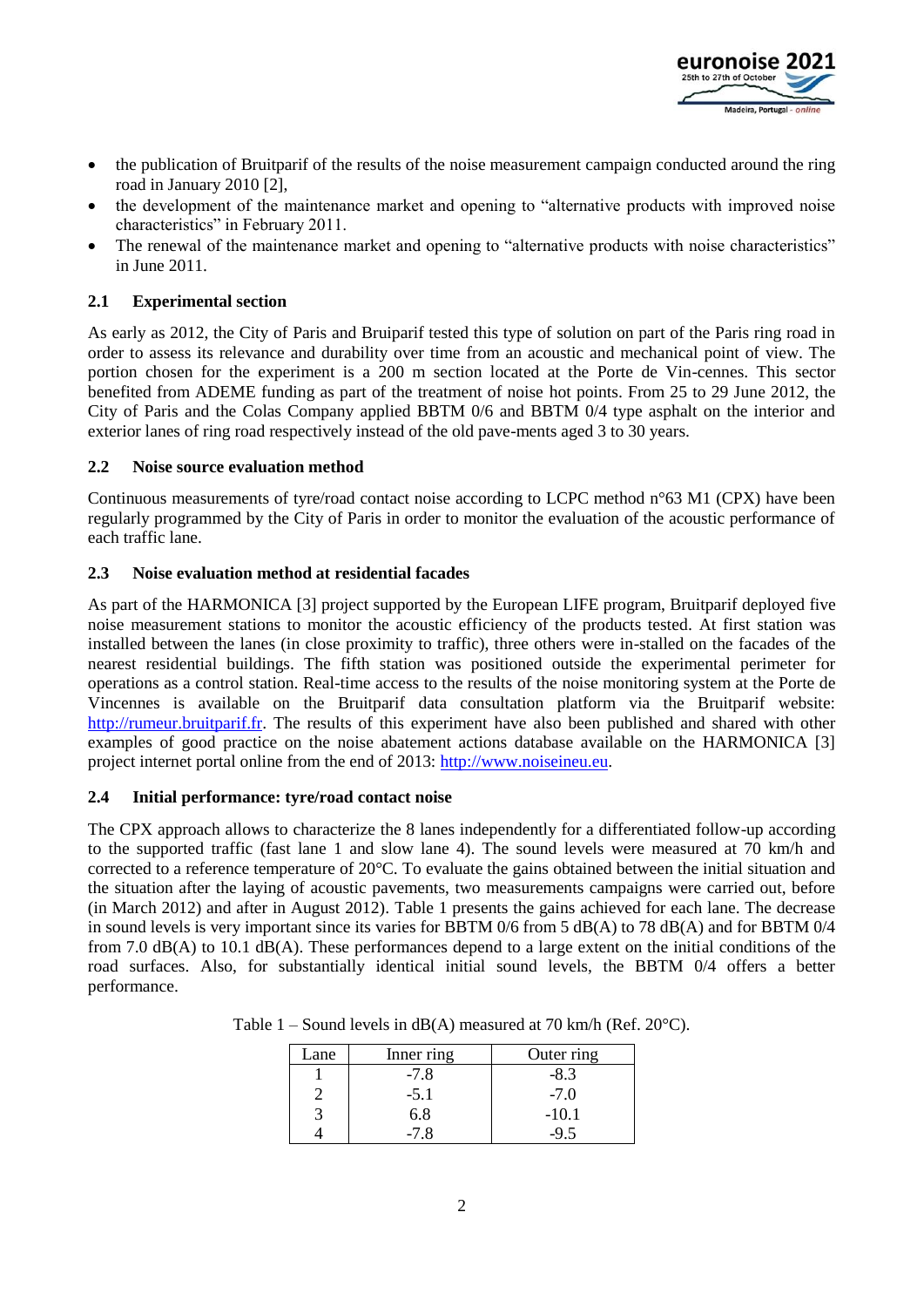- the publication of Bruitparif of the results of the noise measurement campaign conducted around the ring road in January 2010 [2],
- the development of the maintenance market and opening to "alternative products with improved noise characteristics" in February 2011.
- The renewal of the maintenance market and opening to "alternative products with noise characteristics" in June 2011.

### 2.1 Experimental section

As early as 2012, the City of Paris and Bruiparif tested this type of solution on part of the Paris ring road in order to assess its relevance and durability over time from an acoustic and mechanical point of view. The portion chosen for the experiment is a 200 m section located at the Porte de Vin-cennes. This sector benefited from ADEME funding as part of the treatment of noise hot points. From 25 to 29 June 2012, the City of Paris and the Colas Company applied BBTM 0/6 and BBTM 0/4 type asphalt on the interior and exterior lanes of ring road respectively instead of the old pave-ments aged 3 to 30 years.

### 2.2 Noise source evaluation method

Continuous measurements of tyre/road contact noise according to LCPC method n°63 M1 (CPX) have been regularly programmed by the City of Paris in order to monitor the evaluation of the acoustic performance of each traffic lane.

### 2.3 Noise evaluation method at residential facades

As part of the HARMONICA [3] project supported by the European LIFE program, Bruitparif deployed five noise measurement stations to monitor the acoustic efficiency of the products tested. At first station was installed between the lanes (in close proximity to traffic), three others were in-stalled on the facades of the nearest residential buildings. The fifth station was positioned outside the experimental perimeter for operations as a control station. Real-time access to the results of the noise monitoring system at the Porte de Vincennes is available on the Bruitparif data consultation platform via the Bruitparif website: http://rumeur.bruitparif.fr. The results of this experiment have also been published and shared with other examples of good practice on the noise abatement actions database available on the HARMONICA [3] project internet portal online from the end of 2013: http://www.noiseineu.eu.

### 2.4 Initial performance: tyre/road contact noise

The CPX approach allows to characterize the 8 lanes independently for a differentiated follow-up according to the supported traffic (fast lane 1 and slow lane 4). The sound levels were measured at 70 km/h and corrected to a reference temperature of 20°C. To evaluate the gains obtained between the initial situation and the situation after the laying of acoustic pavements, two measurements campaigns were carried out, before (in March 2012) and after in August 2012). Table 1 presents the gains achieved for each lane. The decrease in sound levels is very important since its varies for BBTM 0/6 from 5 dB(A) to 78 dB(A) and for BBTM 0/4 from 7.0 dB(A) to 10.1 dB(A). These performances depend to a large extent on the initial conditions of the road surfaces. Also, for substantially identical initial sound levels, the BBTM 0/4 offers a better performance.

Table 1 – Sound levels in dB(A) measured at 70 km/h (Ref. 20°C).

| Lane | Inner ring | Outer ring |
|---|---|---|
| 1 | -7.8 | -8.3 |
| 2 | -5.1 | -7.0 |
| 3 | 6.8 | -10.1 |
| 4 | -7.8 | -9.5 |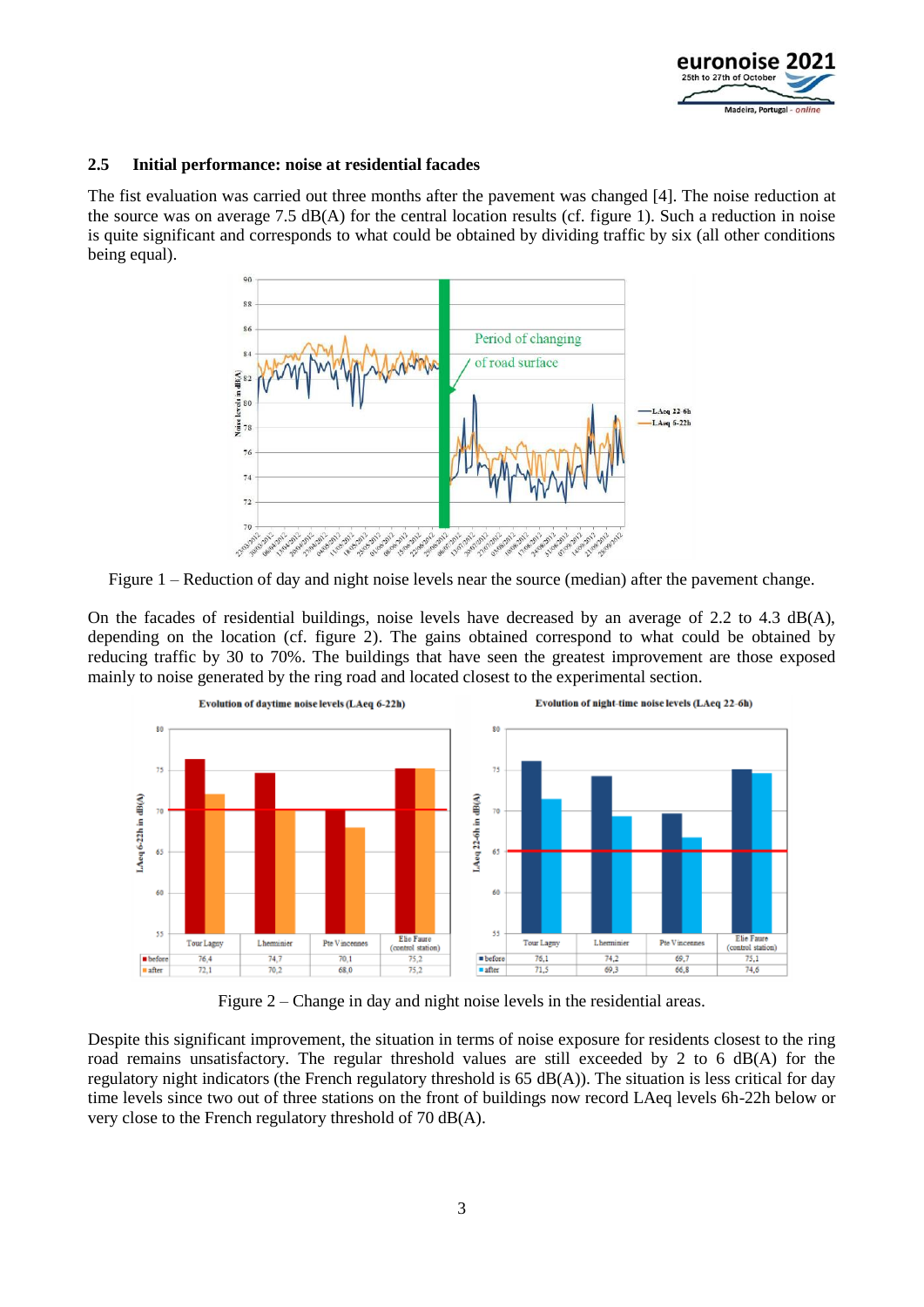### 2.5 Initial performance: noise at residential facades

The fist evaluation was carried out three months after the pavement was changed [4]. The noise reduction at the source was on average 7.5 dB(A) for the central location results (cf. figure 1). Such a reduction in noise is quite significant and corresponds to what could be obtained by dividing traffic by six (all other conditions being equal).

Figure 1 – Reduction of day and night noise levels near the source (median) after the pavement change.

On the facades of residential buildings, noise levels have decreased by an average of 2.2 to 4.3 dB(A), depending on the location (cf. figure 2). The gains obtained correspond to what could be obtained by reducing traffic by 30 to 70%. The buildings that have seen the greatest improvement are those exposed mainly to noise generated by the ring road and located closest to the experimental section.

Figure 2 – Change in day and night noise levels in the residential areas.

Despite this significant improvement, the situation in terms of noise exposure for residents closest to the ring road remains unsatisfactory. The regular threshold values are still exceeded by 2 to 6 dB(A) for the regulatory night indicators (the French regulatory threshold is 65 dB(A)). The situation is less critical for day time levels since two out of three stations on the front of buildings now record LAeq levels 6h-22h below or very close to the French regulatory threshold of 70 dB(A).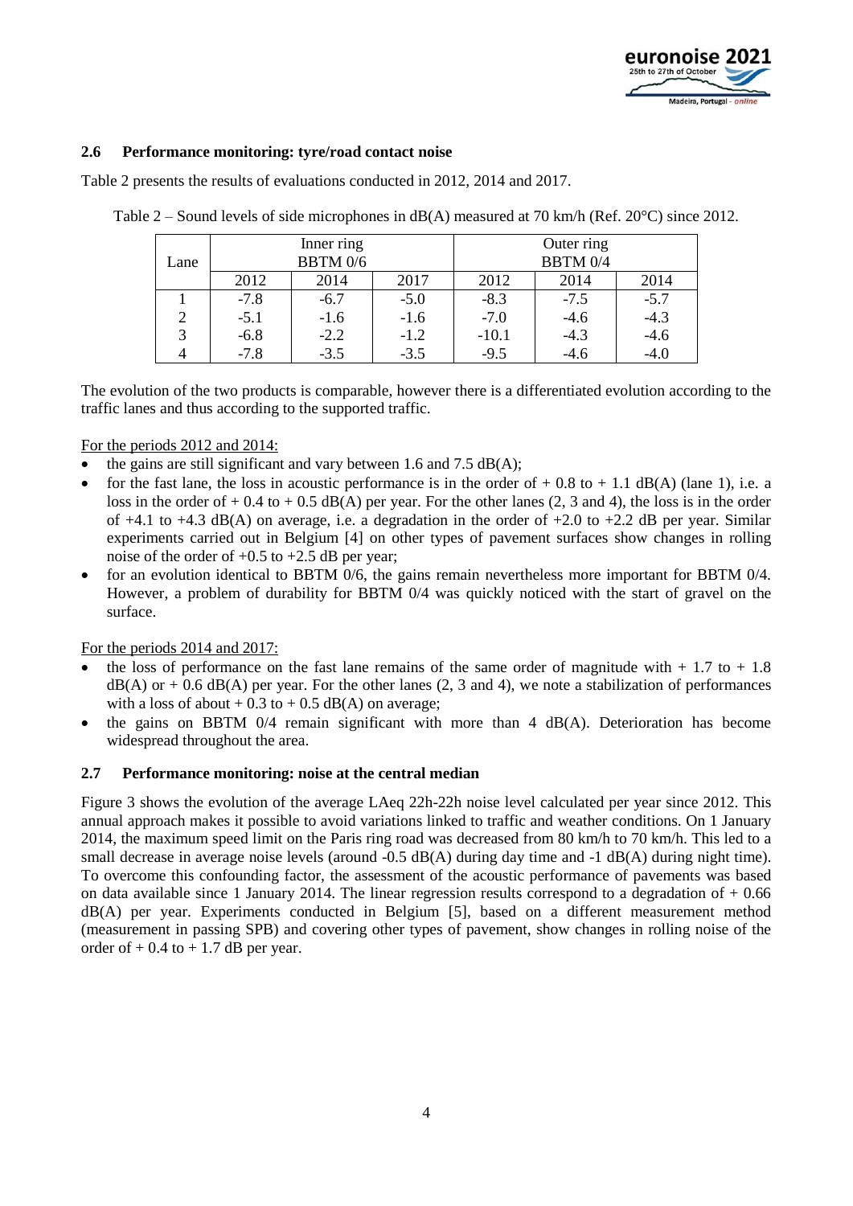### 2.6 Performance monitoring: tyre/road contact noise

Table 2 presents the results of evaluations conducted in 2012, 2014 and 2017.

Table 2 – Sound levels of side microphones in dB(A) measured at 70 km/h (Ref. 20°C) since 2012.

| Lane | Inner ring BBTM 0/6 | | | Outer ring BBTM 0/4 | | |
|---|---|---|---|---|---|---|
| | 2012 | 2014 | 2017 | 2012 | 2014 | 2014 |
| 1 | -7.8 | -6.7 | -5.0 | -8.3 | -7.5 | -5.7 |
| 2 | -5.1 | -1.6 | -1.6 | -7.0 | -4.6 | -4.3 |
| 3 | -6.8 | -2.2 | -1.2 | -10.1 | -4.3 | -4.6 |
| 4 | -7.8 | -3.5 | -3.5 | -9.5 | -4.6 | -4.0 |

The evolution of the two products is comparable, however there is a differentiated evolution according to the traffic lanes and thus according to the supported traffic.

For the periods 2012 and 2014:

- the gains are still significant and vary between 1.6 and 7.5 dB(A);
- for the fast lane, the loss in acoustic performance is in the order of + 0.8 to + 1.1 dB(A) (lane 1), i.e. a loss in the order of + 0.4 to + 0.5 dB(A) per year. For the other lanes (2, 3 and 4), the loss is in the order of +4.1 to +4.3 dB(A) on average, i.e. a degradation in the order of +2.0 to +2.2 dB per year. Similar experiments carried out in Belgium [4] on other types of pavement surfaces show changes in rolling noise of the order of +0.5 to +2.5 dB per year;
- for an evolution identical to BBTM 0/6, the gains remain nevertheless more important for BBTM 0/4. However, a problem of durability for BBTM 0/4 was quickly noticed with the start of gravel on the surface.

For the periods 2014 and 2017:

- the loss of performance on the fast lane remains of the same order of magnitude with + 1.7 to + 1.8 dB(A) or + 0.6 dB(A) per year. For the other lanes (2, 3 and 4), we note a stabilization of performances with a loss of about + 0.3 to + 0.5 dB(A) on average;
- the gains on BBTM 0/4 remain significant with more than 4 dB(A). Deterioration has become widespread throughout the area.

### 2.7 Performance monitoring: noise at the central median

Figure 3 shows the evolution of the average LAeq 22h-22h noise level calculated per year since 2012. This annual approach makes it possible to avoid variations linked to traffic and weather conditions. On 1 January 2014, the maximum speed limit on the Paris ring road was decreased from 80 km/h to 70 km/h. This led to a small decrease in average noise levels (around -0.5 dB(A) during day time and -1 dB(A) during night time). To overcome this confounding factor, the assessment of the acoustic performance of pavements was based on data available since 1 January 2014. The linear regression results correspond to a degradation of + 0.66 dB(A) per year. Experiments conducted in Belgium [5], based on a different measurement method (measurement in passing SPB) and covering other types of pavement, show changes in rolling noise of the order of + 0.4 to + 1.7 dB per year.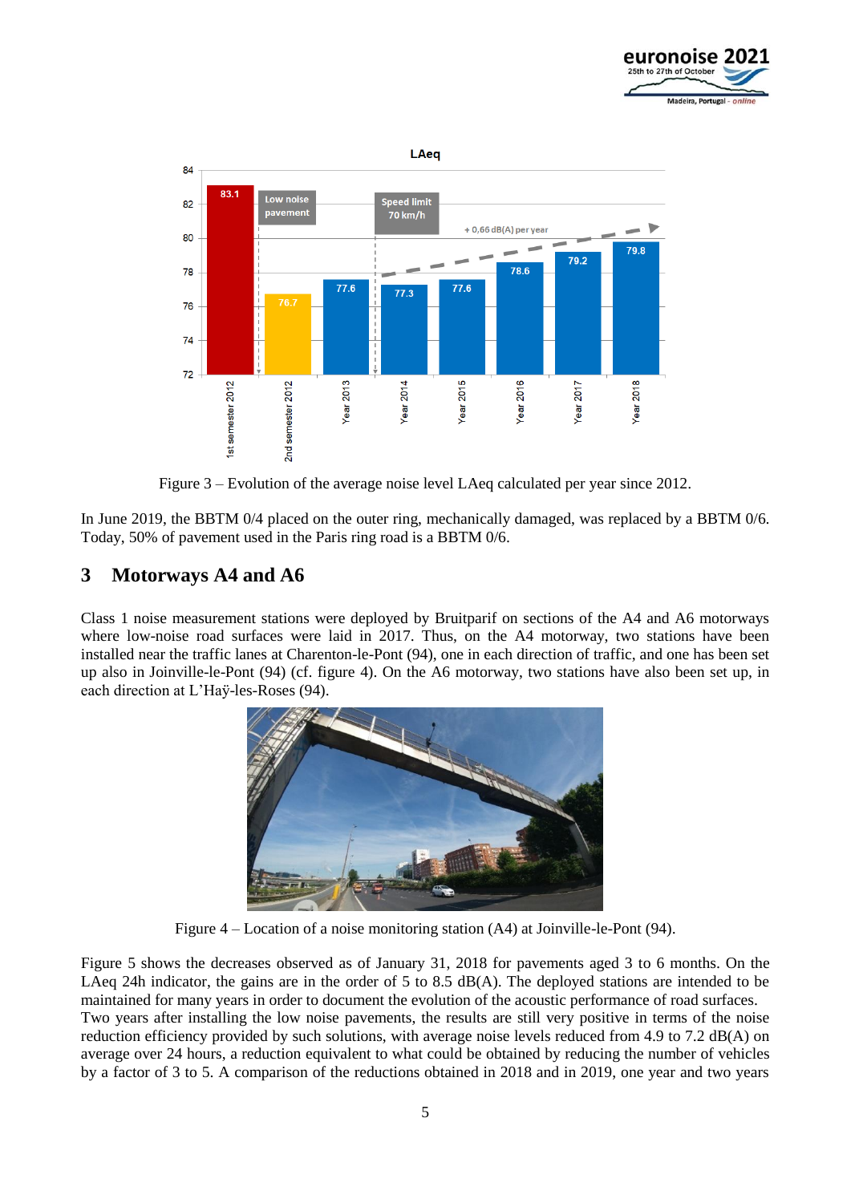Figure 3 – Evolution of the average noise level LAeq calculated per year since 2012.

In June 2019, the BBTM 0/4 placed on the outer ring, mechanically damaged, was replaced by a BBTM 0/6. Today, 50% of pavement used in the Paris ring road is a BBTM 0/6.

## 3 Motorways A4 and A6

Class 1 noise measurement stations were deployed by Bruitparif on sections of the A4 and A6 motorways where low-noise road surfaces were laid in 2017. Thus, on the A4 motorway, two stations have been installed near the traffic lanes at Charenton-le-Pont (94), one in each direction of traffic, and one has been set up also in Joinville-le-Pont (94) (cf. figure 4). On the A6 motorway, two stations have also been set up, in each direction at L'Haÿ-les-Roses (94).

Figure 4 – Location of a noise monitoring station (A4) at Joinville-le-Pont (94).

Figure 5 shows the decreases observed as of January 31, 2018 for pavements aged 3 to 6 months. On the LAeq 24h indicator, the gains are in the order of 5 to 8.5 dB(A). The deployed stations are intended to be maintained for many years in order to document the evolution of the acoustic performance of road surfaces. Two years after installing the low noise pavements, the results are still very positive in terms of the noise reduction efficiency provided by such solutions, with average noise levels reduced from 4.9 to 7.2 dB(A) on average over 24 hours, a reduction equivalent to what could be obtained by reducing the number of vehicles by a factor of 3 to 5. A comparison of the reductions obtained in 2018 and in 2019, one year and two years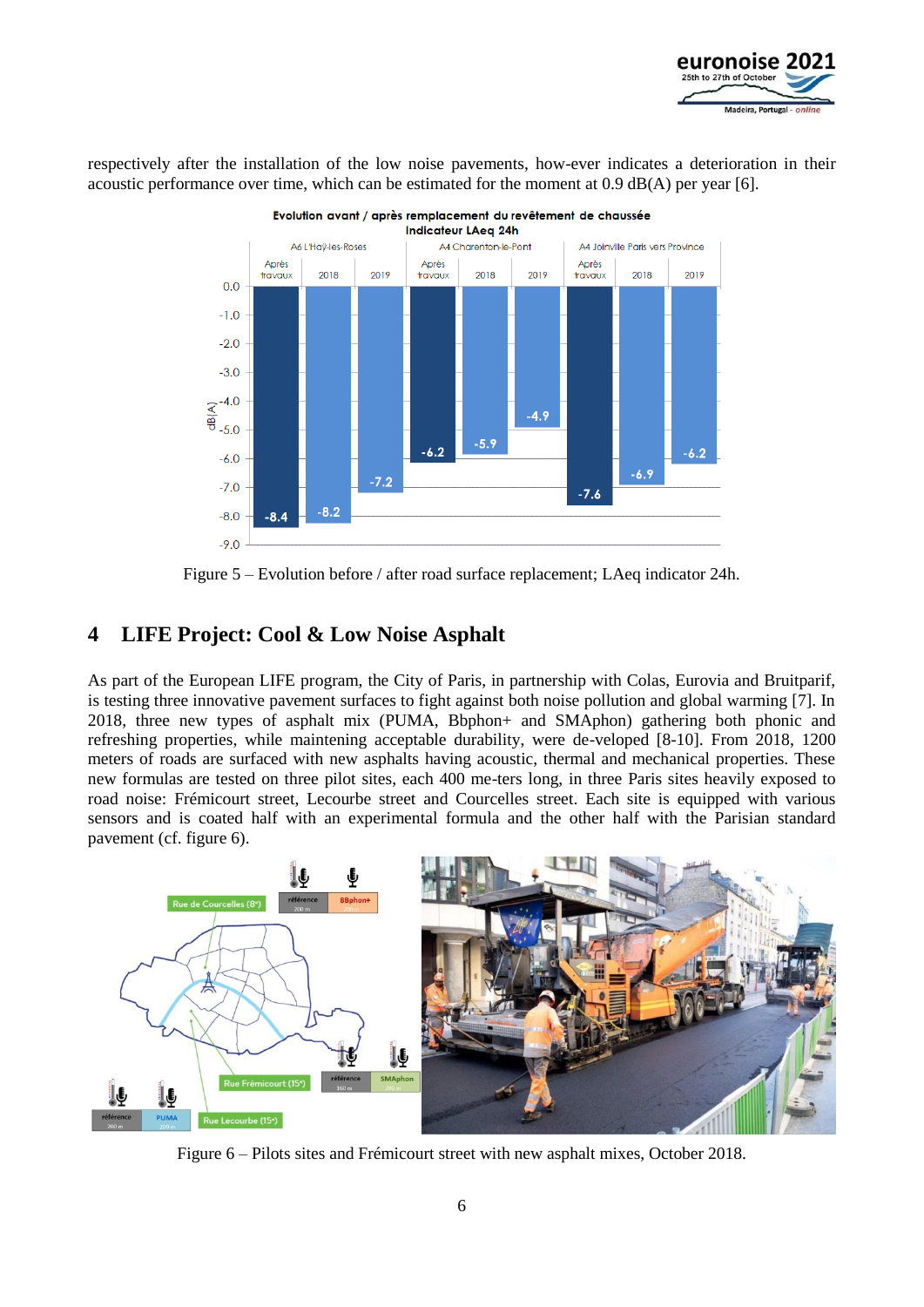respectively after the installation of the low noise pavements, how-ever indicates a deterioration in their acoustic performance over time, which can be estimated for the moment at 0.9 dB(A) per year [6].

Figure 5 – Evolution before / after road surface replacement; LAeq indicator 24h.

## 4 LIFE Project: Cool & Low Noise Asphalt

As part of the European LIFE program, the City of Paris, in partnership with Colas, Eurovia and Bruitparif, is testing three innovative pavement surfaces to fight against both noise pollution and global warming [7]. In 2018, three new types of asphalt mix (PUMA, Bbphon+ and SMAphon) gathering both phonic and refreshing properties, while maintening acceptable durability, were de-veloped [8-10]. From 2018, 1200 meters of roads are surfaced with new asphalts having acoustic, thermal and mechanical properties. These new formulas are tested on three pilot sites, each 400 me-ters long, in three Paris sites heavily exposed to road noise: Frémicourt street, Lecourbe street and Courcelles street. Each site is equipped with various sensors and is coated half with an experimental formula and the other half with the Parisian standard pavement (cf. figure 6).

Figure 6 – Pilots sites and Frémicourt street with new asphalt mixes, October 2018.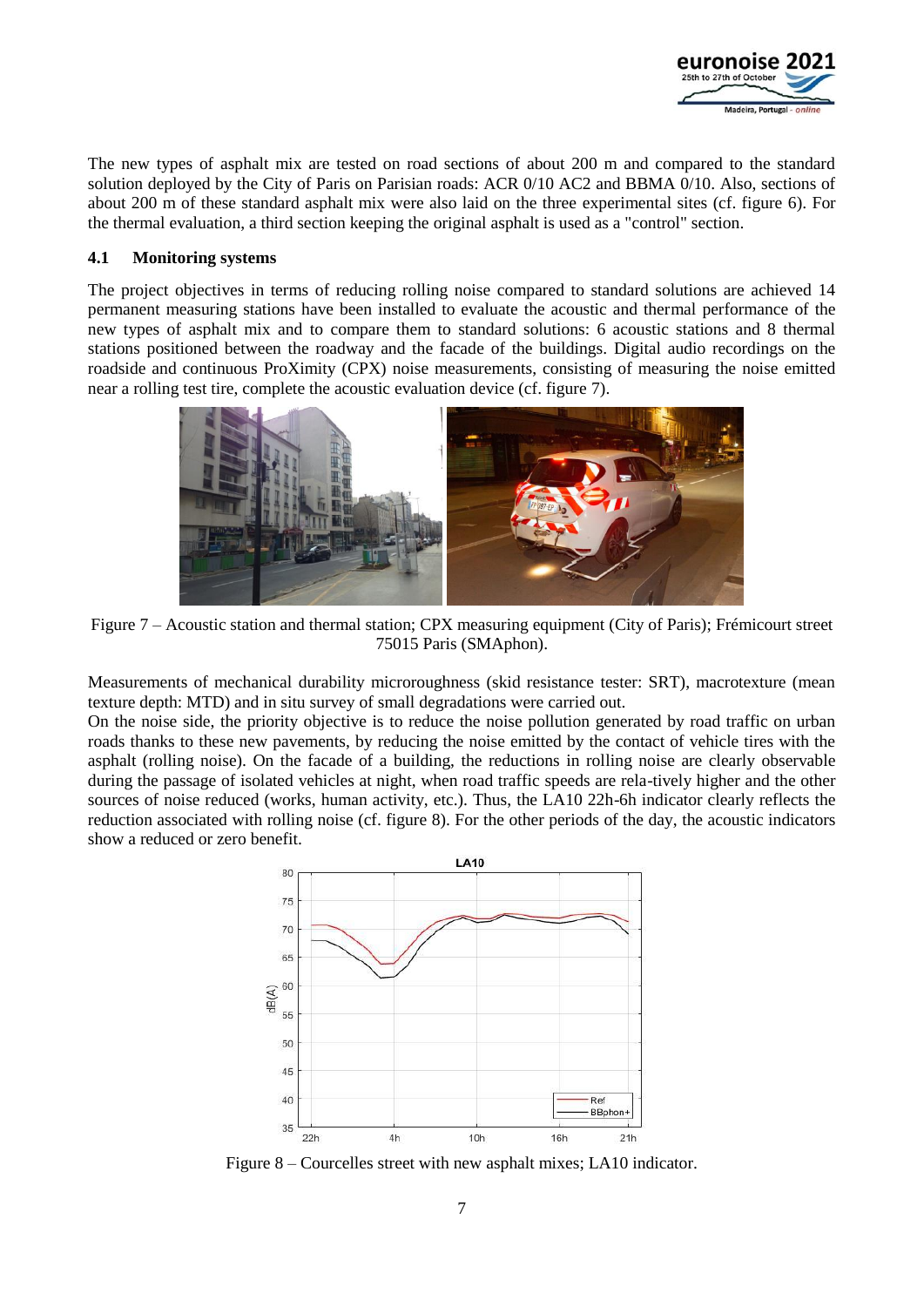The new types of asphalt mix are tested on road sections of about 200 m and compared to the standard solution deployed by the City of Paris on Parisian roads: ACR 0/10 AC2 and BBMA 0/10. Also, sections of about 200 m of these standard asphalt mix were also laid on the three experimental sites (cf. figure 6). For the thermal evaluation, a third section keeping the original asphalt is used as a "control" section.

### 4.1 Monitoring systems

The project objectives in terms of reducing rolling noise compared to standard solutions are achieved 14 permanent measuring stations have been installed to evaluate the acoustic and thermal performance of the new types of asphalt mix and to compare them to standard solutions: 6 acoustic stations and 8 thermal stations positioned between the roadway and the facade of the buildings. Digital audio recordings on the roadside and continuous ProXimity (CPX) noise measurements, consisting of measuring the noise emitted near a rolling test tire, complete the acoustic evaluation device (cf. figure 7).

Figure 7 – Acoustic station and thermal station; CPX measuring equipment (City of Paris); Frémicourt street 75015 Paris (SMAphon).

Measurements of mechanical durability microroughness (skid resistance tester: SRT), macrotexture (mean texture depth: MTD) and in situ survey of small degradations were carried out.
On the noise side, the priority objective is to reduce the noise pollution generated by road traffic on urban roads thanks to these new pavements, by reducing the noise emitted by the contact of vehicle tires with the asphalt (rolling noise). On the facade of a building, the reductions in rolling noise are clearly observable during the passage of isolated vehicles at night, when road traffic speeds are rela-tively higher and the other sources of noise reduced (works, human activity, etc.). Thus, the LA10 22h-6h indicator clearly reflects the reduction associated with rolling noise (cf. figure 8). For the other periods of the day, the acoustic indicators show a reduced or zero benefit.

Figure 8 – Courcelles street with new asphalt mixes; LA10 indicator.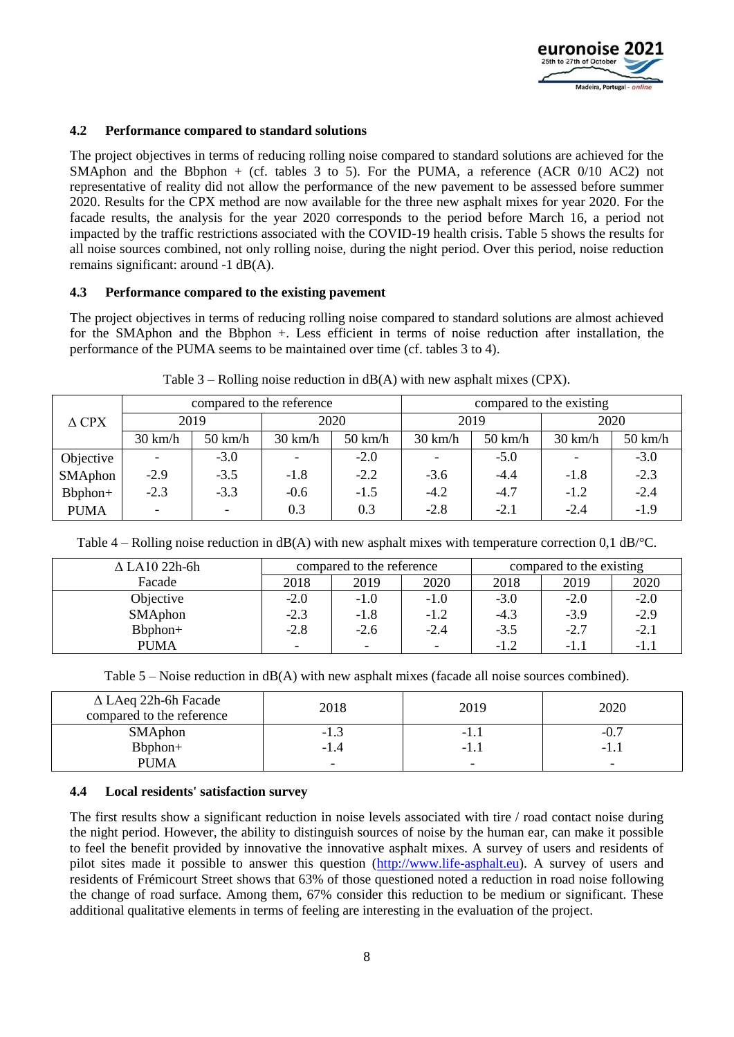### 4.2 Performance compared to standard solutions

The project objectives in terms of reducing rolling noise compared to standard solutions are achieved for the SMAphon and the Bbphon + (cf. tables 3 to 5). For the PUMA, a reference (ACR 0/10 AC2) not representative of reality did not allow the performance of the new pavement to be assessed before summer 2020. Results for the CPX method are now available for the three new asphalt mixes for year 2020. For the facade results, the analysis for the year 2020 corresponds to the period before March 16, a period not impacted by the traffic restrictions associated with the COVID-19 health crisis. Table 5 shows the results for all noise sources combined, not only rolling noise, during the night period. Over this period, noise reduction remains significant: around -1 dB(A).

### 4.3 Performance compared to the existing pavement

The project objectives in terms of reducing rolling noise compared to standard solutions are almost achieved for the SMAphon and the Bbphon +. Less efficient in terms of noise reduction after installation, the performance of the PUMA seems to be maintained over time (cf. tables 3 to 4).

Table 3 – Rolling noise reduction in dB(A) with new asphalt mixes (CPX).

| Δ CPX | compared to the reference | | | | compared to the existing | | | |
|---|---|---|---|---|---|---|---|---|
| | 2019 | | 2020 | | 2019 | | 2020 | |
| | 30 km/h | 50 km/h | 30 km/h | 50 km/h | 30 km/h | 50 km/h | 30 km/h | 50 km/h |
| Objective | - | -3.0 | - | -2.0 | - | -5.0 | - | -3.0 |
| SMAphon | -2.9 | -3.5 | -1.8 | -2.2 | -3.6 | -4.4 | -1.8 | -2.3 |
| Bbphon+ | -2.3 | -3.3 | -0.6 | -1.5 | -4.2 | -4.7 | -1.2 | -2.4 |
| PUMA | - | - | 0.3 | 0.3 | -2.8 | -2.1 | -2.4 | -1.9 |

Table 4 – Rolling noise reduction in dB(A) with new asphalt mixes with temperature correction 0,1 dB/°C.

| Δ LA10 22h-6h | compared to the reference | | | compared to the existing | | |
|---|---|---|---|---|---|---|
| Facade | 2018 | 2019 | 2020 | 2018 | 2019 | 2020 |
| Objective | -2.0 | -1.0 | -1.0 | -3.0 | -2.0 | -2.0 |
| SMAphon | -2.3 | -1.8 | -1.2 | -4.3 | -3.9 | -2.9 |
| Bbphon+ | -2.8 | -2.6 | -2.4 | -3.5 | -2.7 | -2.1 |
| PUMA | - | - | - | -1.2 | -1.1 | -1.1 |

Table 5 – Noise reduction in dB(A) with new asphalt mixes (facade all noise sources combined).

| Δ LAeq 22h-6h Facade compared to the reference | 2018 | 2019 | 2020 |
|---|---|---|---|
| SMAphon | -1.3 | -1.1 | -0.7 |
| Bbphon+ | -1.4 | -1.1 | -1.1 |
| PUMA | - | - | - |

### 4.4 Local residents' satisfaction survey

The first results show a significant reduction in noise levels associated with tire / road contact noise during the night period. However, the ability to distinguish sources of noise by the human ear, can make it possible to feel the benefit provided by innovative the innovative asphalt mixes. A survey of users and residents of pilot sites made it possible to answer this question (http://www.life-asphalt.eu). A survey of users and residents of Frémicourt Street shows that 63% of those questioned noted a reduction in road noise following the change of road surface. Among them, 67% consider this reduction to be medium or significant. These additional qualitative elements in terms of feeling are interesting in the evaluation of the project.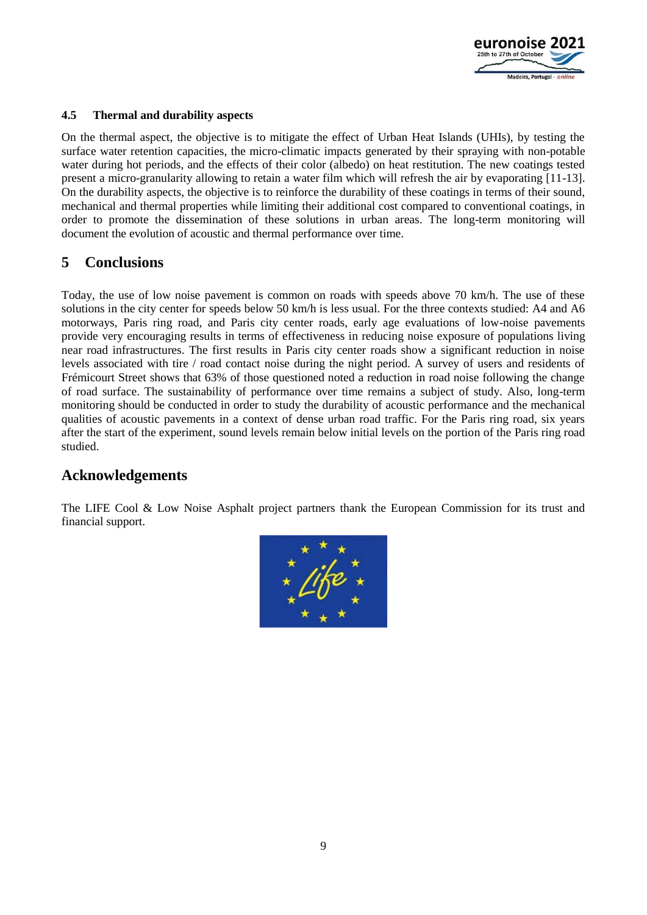### 4.5 Thermal and durability aspects

On the thermal aspect, the objective is to mitigate the effect of Urban Heat Islands (UHIs), by testing the surface water retention capacities, the micro-climatic impacts generated by their spraying with non-potable water during hot periods, and the effects of their color (albedo) on heat restitution. The new coatings tested present a micro-granularity allowing to retain a water film which will refresh the air by evaporating [11-13]. On the durability aspects, the objective is to reinforce the durability of these coatings in terms of their sound, mechanical and thermal properties while limiting their additional cost compared to conventional coatings, in order to promote the dissemination of these solutions in urban areas. The long-term monitoring will document the evolution of acoustic and thermal performance over time.

## 5 Conclusions

Today, the use of low noise pavement is common on roads with speeds above 70 km/h. The use of these solutions in the city center for speeds below 50 km/h is less usual. For the three contexts studied: A4 and A6 motorways, Paris ring road, and Paris city center roads, early age evaluations of low-noise pavements provide very encouraging results in terms of effectiveness in reducing noise exposure of populations living near road infrastructures. The first results in Paris city center roads show a significant reduction in noise levels associated with tire / road contact noise during the night period. A survey of users and residents of Frémicourt Street shows that 63% of those questioned noted a reduction in road noise following the change of road surface. The sustainability of performance over time remains a subject of study. Also, long-term monitoring should be conducted in order to study the durability of acoustic performance and the mechanical qualities of acoustic pavements in a context of dense urban road traffic. For the Paris ring road, six years after the start of the experiment, sound levels remain below initial levels on the portion of the Paris ring road studied.

## Acknowledgements

The LIFE Cool & Low Noise Asphalt project partners thank the European Commission for its trust and financial support.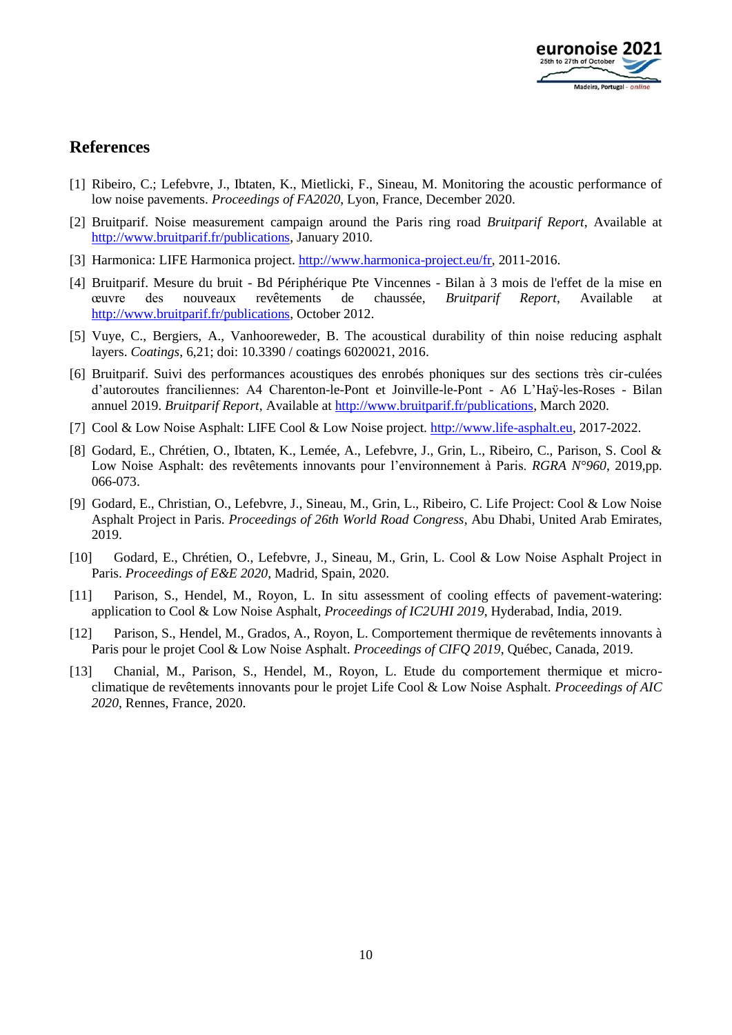## References

[1] Ribeiro, C.; Lefebvre, J., Ibtaten, K., Mietlicki, F., Sineau, M. Monitoring the acoustic performance of low noise pavements. *Proceedings of FA2020*, Lyon, France, December 2020.

[2] Bruitparif. Noise measurement campaign around the Paris ring road *Bruitparif Report*, Available at http://www.bruitparif.fr/publications, January 2010.

[3] Harmonica: LIFE Harmonica project. http://www.harmonica-project.eu/fr, 2011-2016.

[4] Bruitparif. Mesure du bruit - Bd Périphérique Pte Vincennes - Bilan à 3 mois de l'effet de la mise en œuvre des nouveaux revêtements de chaussée, *Bruitparif Report*, Available at http://www.bruitparif.fr/publications, October 2012.

[5] Vuye, C., Bergiers, A., Vanhooreweder, B. The acoustical durability of thin noise reducing asphalt layers. *Coatings*, 6,21; doi: 10.3390 / coatings 6020021, 2016.

[6] Bruitparif. Suivi des performances acoustiques des enrobés phoniques sur des sections très cir-culées d'autoroutes franciliennes: A4 Charenton-le-Pont et Joinville-le-Pont - A6 L'Haÿ-les-Roses - Bilan annuel 2019. *Bruitparif Report*, Available at http://www.bruitparif.fr/publications, March 2020.

[7] Cool & Low Noise Asphalt: LIFE Cool & Low Noise project. http://www.life-asphalt.eu, 2017-2022.

[8] Godard, E., Chrétien, O., Ibtaten, K., Lemée, A., Lefebvre, J., Grin, L., Ribeiro, C., Parison, S. Cool & Low Noise Asphalt: des revêtements innovants pour l'environnement à Paris. *RGRA N°960*, 2019,pp. 066-073.

[9] Godard, E., Christian, O., Lefebvre, J., Sineau, M., Grin, L., Ribeiro, C. Life Project: Cool & Low Noise Asphalt Project in Paris. *Proceedings of 26th World Road Congress*, Abu Dhabi, United Arab Emirates, 2019.

[10] Godard, E., Chrétien, O., Lefebvre, J., Sineau, M., Grin, L. Cool & Low Noise Asphalt Project in Paris. *Proceedings of E&E 2020*, Madrid, Spain, 2020.

[11] Parison, S., Hendel, M., Royon, L. In situ assessment of cooling effects of pavement-watering: application to Cool & Low Noise Asphalt, *Proceedings of IC2UHI 2019*, Hyderabad, India, 2019.

[12] Parison, S., Hendel, M., Grados, A., Royon, L. Comportement thermique de revêtements innovants à Paris pour le projet Cool & Low Noise Asphalt. *Proceedings of CIFQ 2019*, Québec, Canada, 2019.

[13] Chanial, M., Parison, S., Hendel, M., Royon, L. Etude du comportement thermique et micro-climatique de revêtements innovants pour le projet Life Cool & Low Noise Asphalt. *Proceedings of AIC 2020*, Rennes, France, 2020.